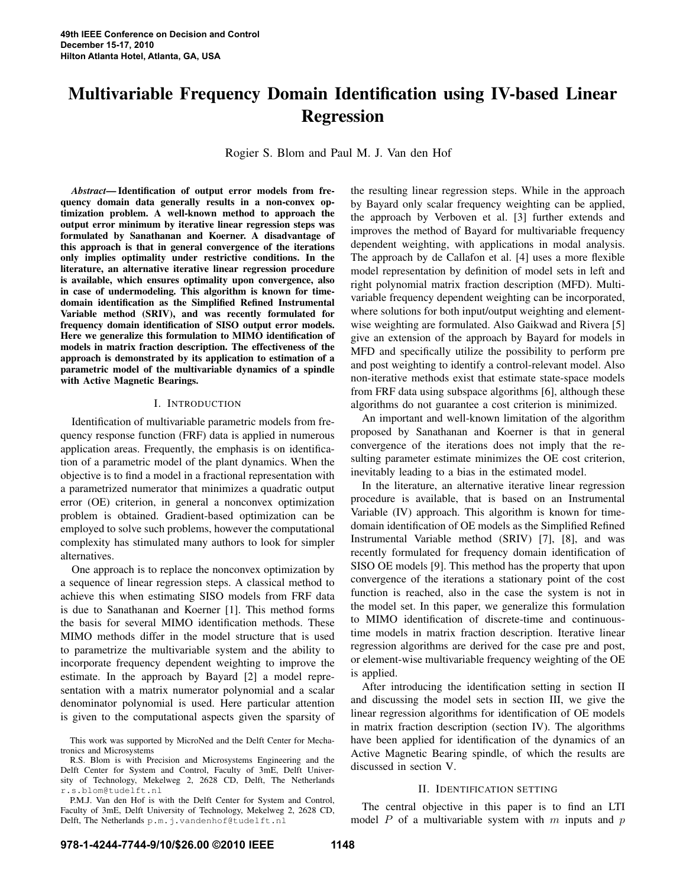# Multivariable Frequency Domain Identification using IV-based Linear Regression

Rogier S. Blom and Paul M. J. Van den Hof

***Abstract*— Identification of output error models from frequency domain data generally results in a non-convex optimization problem. A well-known method to approach the output error minimum by iterative linear regression steps was formulated by Sanathanan and Koerner. A disadvantage of this approach is that in general convergence of the iterations only implies optimality under restrictive conditions. In the literature, an alternative iterative linear regression procedure is available, which ensures optimality upon convergence, also in case of undermodeling. This algorithm is known for time-domain identification as the Simplified Refined Instrumental Variable method (SRIV), and was recently formulated for frequency domain identification of SISO output error models. Here we generalize this formulation to MIMO identification of models in matrix fraction description. The effectiveness of the approach is demonstrated by its application to estimation of a parametric model of the multivariable dynamics of a spindle with Active Magnetic Bearings.**

## I. Introduction

Identification of multivariable parametric models from frequency response function (FRF) data is applied in numerous application areas. Frequently, the emphasis is on identification of a parametric model of the plant dynamics. When the objective is to find a model in a fractional representation with a parametrized numerator that minimizes a quadratic output error (OE) criterion, in general a nonconvex optimization problem is obtained. Gradient-based optimization can be employed to solve such problems, however the computational complexity has stimulated many authors to look for simpler alternatives.

One approach is to replace the nonconvex optimization by a sequence of linear regression steps. A classical method to achieve this when estimating SISO models from FRF data is due to Sanathanan and Koerner [1]. This method forms the basis for several MIMO identification methods. These MIMO methods differ in the model structure that is used to parametrize the multivariable system and the ability to incorporate frequency dependent weighting to improve the estimate. In the approach by Bayard [2] a model representation with a matrix numerator polynomial and a scalar denominator polynomial is used. Here particular attention is given to the computational aspects given the sparsity of the resulting linear regression steps. While in the approach by Bayard only scalar frequency weighting can be applied, the approach by Verboven et al. [3] further extends and improves the method of Bayard for multivariable frequency dependent weighting, with applications in modal analysis. The approach by de Callafon et al. [4] uses a more flexible model representation by definition of model sets in left and right polynomial matrix fraction description (MFD). Multivariable frequency dependent weighting can be incorporated, where solutions for both input/output weighting and element-wise weighting are formulated. Also Gaikwad and Rivera [5] give an extension of the approach by Bayard for models in MFD and specifically utilize the possibility to perform pre and post weighting to identify a control-relevant model. Also non-iterative methods exist that estimate state-space models from FRF data using subspace algorithms [6], although these algorithms do not guarantee a cost criterion is minimized.

An important and well-known limitation of the algorithm proposed by Sanathanan and Koerner is that in general convergence of the iterations does not imply that the resulting parameter estimate minimizes the OE cost criterion, inevitably leading to a bias in the estimated model.

In the literature, an alternative iterative linear regression procedure is available, that is based on an Instrumental Variable (IV) approach. This algorithm is known for time-domain identification of OE models as the Simplified Refined Instrumental Variable method (SRIV) [7], [8], and was recently formulated for frequency domain identification of SISO OE models [9]. This method has the property that upon convergence of the iterations a stationary point of the cost function is reached, also in the case the system is not in the model set. In this paper, we generalize this formulation to MIMO identification of discrete-time and continuous-time models in matrix fraction description. Iterative linear regression algorithms are derived for the case pre and post, or element-wise multivariable frequency weighting of the OE is applied.

After introducing the identification setting in section II and discussing the model sets in section III, we give the linear regression algorithms for identification of OE models in matrix fraction description (section IV). The algorithms have been applied for identification of the dynamics of an Active Magnetic Bearing spindle, of which the results are discussed in section V.

## II. Identification setting

The central objective in this paper is to find an LTI model $P$ of a multivariable system with $m$ inputs and $p$

---

This work was supported by MicroNed and the Delft Center for Mechatronics and Microsystems

R.S. Blom is with Precision and Microsystems Engineering and the Delft Center for System and Control, Faculty of 3mE, Delft University of Technology, Mekelweg 2, 2628 CD, Delft, The Netherlands r.s.blom@tudelft.nl

P.M.J. Van den Hof is with the Delft Center for System and Control, Faculty of 3mE, Delft University of Technology, Mekelweg 2, 2628 CD, Delft, The Netherlands p.m.j.vandenhof@tudelft.nl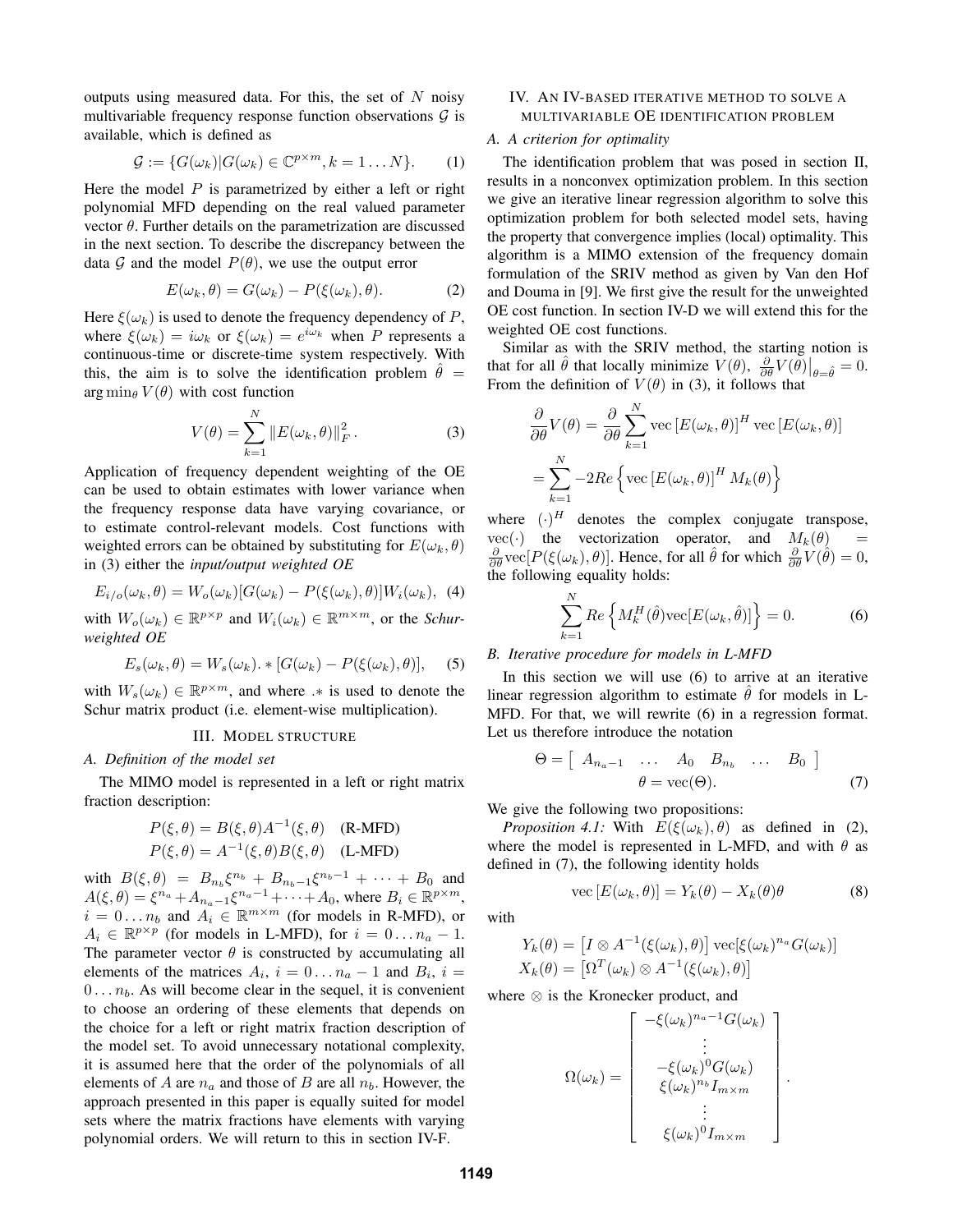outputs using measured data. For this, the set of $N$ noisy multivariable frequency response function observations $\mathcal{G}$ is available, which is defined as

$$\mathcal{G} := \{G(\omega_k)|G(\omega_k) \in \mathbb{C}^{p\times m}, k = 1 \dots N\}. \tag{1}$$

Here the model $P$ is parametrized by either a left or right polynomial MFD depending on the real valued parameter vector $\theta$. Further details on the parametrization are discussed in the next section. To describe the discrepancy between the data $\mathcal{G}$ and the model $P(\theta)$, we use the output error

$$E(\omega_k, \theta) = G(\omega_k) - P(\xi(\omega_k), \theta). \tag{2}$$

Here $\xi(\omega_k)$ is used to denote the frequency dependency of $P$, where $\xi(\omega_k) = i\omega_k$ or $\xi(\omega_k) = e^{i\omega_k}$ when $P$ represents a continuous-time or discrete-time system respectively. With this, the aim is to solve the identification problem $\hat{\theta} = \arg\min_\theta V(\theta)$ with cost function

$$V(\theta) = \sum_{k=1}^{N} \|E(\omega_k, \theta)\|_F^2. \tag{3}$$

Application of frequency dependent weighting of the OE can be used to obtain estimates with lower variance when the frequency response data have varying covariance, or to estimate control-relevant models. Cost functions with weighted errors can be obtained by substituting for $E(\omega_k, \theta)$ in (3) either the *input/output weighted OE*

$$E_{i/o}(\omega_k, \theta) = W_o(\omega_k)[G(\omega_k) - P(\xi(\omega_k), \theta)]W_i(\omega_k), \tag{4}$$

with $W_o(\omega_k) \in \mathbb{R}^{p\times p}$ and $W_i(\omega_k) \in \mathbb{R}^{m\times m}$, or the *Schur-weighted OE*

$$E_s(\omega_k, \theta) = W_s(\omega_k).*[G(\omega_k) - P(\xi(\omega_k), \theta)], \tag{5}$$

with $W_s(\omega_k) \in \mathbb{R}^{p\times m}$, and where $.*$ is used to denote the Schur matrix product (i.e. element-wise multiplication).

## III. Model structure

### A. Definition of the model set

The MIMO model is represented in a left or right matrix fraction description:

$$P(\xi, \theta) = B(\xi, \theta)A^{-1}(\xi, \theta) \quad \text{(R-MFD)}$$
$$P(\xi, \theta) = A^{-1}(\xi, \theta)B(\xi, \theta) \quad \text{(L-MFD)}$$

with $B(\xi, \theta) = B_{n_b}\xi^{n_b} + B_{n_b-1}\xi^{n_b-1} + \cdots + B_0$ and $A(\xi, \theta) = \xi^{n_a} + A_{n_a-1}\xi^{n_a-1} + \cdots + A_0$, where $B_i \in \mathbb{R}^{p\times m}$, $i = 0 \dots n_b$ and $A_i \in \mathbb{R}^{m\times m}$ (for models in R-MFD), or $A_i \in \mathbb{R}^{p\times p}$ (for models in L-MFD), for $i = 0 \dots n_a - 1$. The parameter vector $\theta$ is constructed by accumulating all elements of the matrices $A_i$, $i = 0 \dots n_a - 1$ and $B_i$, $i = 0 \dots n_b$. As will become clear in the sequel, it is convenient to choose an ordering of these elements that depends on the choice for a left or right matrix fraction description of the model set. To avoid unnecessary notational complexity, it is assumed here that the order of the polynomials of all elements of $A$ are $n_a$ and those of $B$ are all $n_b$. However, the approach presented in this paper is equally suited for model sets where the matrix fractions have elements with varying polynomial orders. We will return to this in section IV-F.

## IV. An IV-based iterative method to solve a multivariable OE identification problem

### A. A criterion for optimality

The identification problem that was posed in section II, results in a nonconvex optimization problem. In this section we give an iterative linear regression algorithm to solve this optimization problem for both selected model sets, having the property that convergence implies (local) optimality. This algorithm is a MIMO extension of the frequency domain formulation of the SRIV method as given by Van den Hof and Douma in [9]. We first give the result for the unweighted OE cost function. In section IV-D we will extend this for the weighted OE cost functions.

Similar as with the SRIV method, the starting notion is that for all $\hat{\theta}$ that locally minimize $V(\theta)$, $\frac{\partial}{\partial\theta}V(\theta)\big|_{\theta=\hat{\theta}} = 0$. From the definition of $V(\theta)$ in (3), it follows that

$$\frac{\partial}{\partial\theta}V(\theta) = \frac{\partial}{\partial\theta}\sum_{k=1}^{N} \text{vec}\left[E(\omega_k, \theta)\right]^H \text{vec}\left[E(\omega_k, \theta)\right]$$
$$= \sum_{k=1}^{N} -2Re\left\{\text{vec}\left[E(\omega_k, \theta)\right]^H M_k(\theta)\right\}$$

where $(\cdot)^H$ denotes the complex conjugate transpose, $\text{vec}(\cdot)$ the vectorization operator, and $M_k(\theta) = \frac{\partial}{\partial\theta}\text{vec}[P(\xi(\omega_k), \theta)]$. Hence, for all $\hat{\theta}$ for which $\frac{\partial}{\partial\theta}V(\hat{\theta}) = 0$, the following equality holds:

$$\sum_{k=1}^{N} Re\left\{M_k^H(\hat{\theta})\text{vec}[E(\omega_k, \hat{\theta})]\right\} = 0. \tag{6}$$

### B. Iterative procedure for models in L-MFD

In this section we will use (6) to arrive at an iterative linear regression algorithm to estimate $\hat{\theta}$ for models in L-MFD. For that, we will rewrite (6) in a regression format. Let us therefore introduce the notation

$$\Theta = \left[\begin{array}{cccccc} A_{n_a-1} & \dots & A_0 & B_{n_b} & \dots & B_0 \end{array}\right]$$
$$\theta = \text{vec}(\Theta). \tag{7}$$

We give the following two propositions:

*Proposition 4.1:* With $E(\xi(\omega_k), \theta)$ as defined in (2), where the model is represented in L-MFD, and with $\theta$ as defined in (7), the following identity holds

$$\text{vec}\left[E(\omega_k, \theta)\right] = Y_k(\theta) - X_k(\theta)\theta \tag{8}$$

with

$$Y_k(\theta) = \left[I \otimes A^{-1}(\xi(\omega_k), \theta)\right]\text{vec}[\xi(\omega_k)^{n_a}G(\omega_k)]$$
$$X_k(\theta) = \left[\Omega^T(\omega_k) \otimes A^{-1}(\xi(\omega_k), \theta)\right]$$

where $\otimes$ is the Kronecker product, and

$$\Omega(\omega_k) = \begin{bmatrix} -\xi(\omega_k)^{n_a-1}G(\omega_k) \\ \vdots \\ -\xi(\omega_k)^0 G(\omega_k) \\ \xi(\omega_k)^{n_b} I_{m\times m} \\ \vdots \\ \xi(\omega_k)^0 I_{m\times m} \end{bmatrix}.$$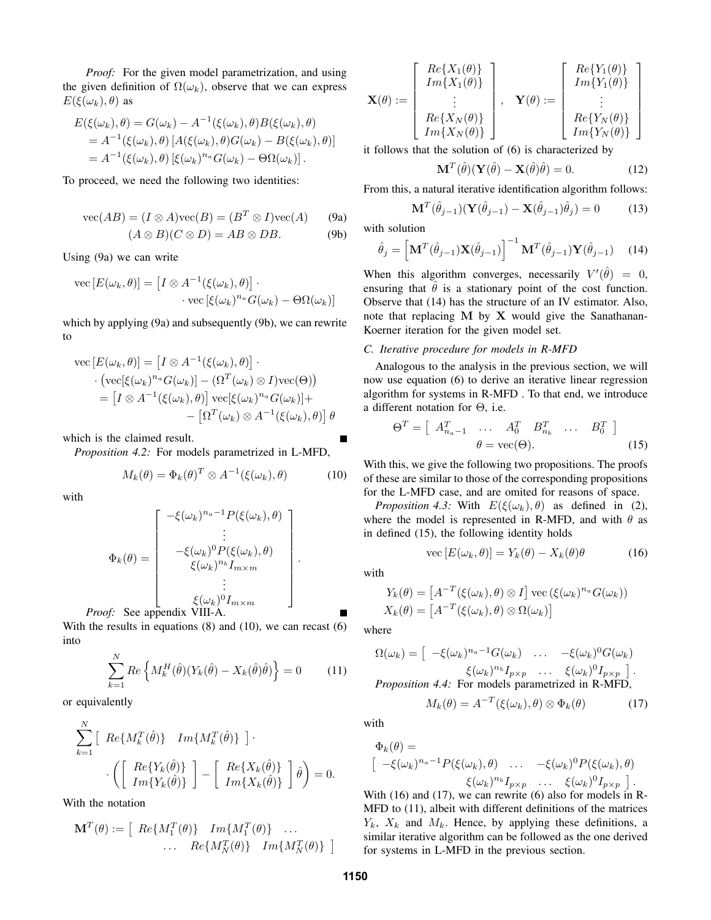*Proof:* For the given model parametrization, and using the given definition of $\Omega(\omega_k)$, observe that we can express $E(\xi(\omega_k), \theta)$ as

$$
\begin{aligned}
E(\xi(\omega_k), \theta) &= G(\omega_k) - A^{-1}(\xi(\omega_k), \theta) B(\xi(\omega_k), \theta) \\
&= A^{-1}(\xi(\omega_k), \theta) \left[ A(\xi(\omega_k), \theta) G(\omega_k) - B(\xi(\omega_k), \theta) \right] \\
&= A^{-1}(\xi(\omega_k), \theta) \left[ \xi(\omega_k)^{n_a} G(\omega_k) - \Theta \Omega(\omega_k) \right].
\end{aligned}
$$

To proceed, we need the following two identities:

$$
\mathrm{vec}(AB) = (I \otimes A)\mathrm{vec}(B) = (B^T \otimes I)\mathrm{vec}(A) \qquad \text{(9a)}
$$

$$
(A \otimes B)(C \otimes D) = AB \otimes DB. \qquad \text{(9b)}
$$

Using (9a) we can write

$$
\mathrm{vec}\left[ E(\omega_k, \theta) \right] = \left[ I \otimes A^{-1}(\xi(\omega_k), \theta) \right] \cdot \cdot \mathrm{vec}\left[ \xi(\omega_k)^{n_a} G(\omega_k) - \Theta \Omega(\omega_k) \right]
$$

which by applying (9a) and subsequently (9b), we can rewrite to

$$
\begin{aligned}
\mathrm{vec}\left[ E(\omega_k, \theta) \right] &= \left[ I \otimes A^{-1}(\xi(\omega_k), \theta) \right] \cdot \\
&\cdot \left( \mathrm{vec}[\xi(\omega_k)^{n_a} G(\omega_k)] - (\Omega^T(\omega_k) \otimes I)\mathrm{vec}(\Theta) \right) \\
&= \left[ I \otimes A^{-1}(\xi(\omega_k), \theta) \right] \mathrm{vec}[\xi(\omega_k)^{n_a} G(\omega_k)] + \\
&\quad - \left[ \Omega^T(\omega_k) \otimes A^{-1}(\xi(\omega_k), \theta) \right] \theta
\end{aligned}
$$

which is the claimed result. ∎

*Proposition 4.2:* For models parametrized in L-MFD,

$$
M_k(\theta) = \Phi_k(\theta)^T \otimes A^{-1}(\xi(\omega_k), \theta) \qquad (10)
$$

with

$$
\Phi_k(\theta) = \begin{bmatrix} -\xi(\omega_k)^{n_a - 1} P(\xi(\omega_k), \theta) \\ \vdots \\ -\xi(\omega_k)^0 P(\xi(\omega_k), \theta) \\ \xi(\omega_k)^{n_b} I_{m \times m} \\ \vdots \\ \xi(\omega_k)^0 I_{m \times m} \end{bmatrix}.
$$

*Proof:* See appendix VIII-A. ∎

With the results in equations (8) and (10), we can recast (6) into

$$
\sum_{k=1}^{N} Re\left\{ M_k^H(\hat{\theta})(Y_k(\hat{\theta}) - X_k(\hat{\theta})\hat{\theta}) \right\} = 0 \qquad (11)
$$

or equivalently

$$
\sum_{k=1}^{N} \begin{bmatrix} Re\{M_k^T(\hat{\theta})\} & Im\{M_k^T(\hat{\theta})\} \end{bmatrix} \cdot \cdot \left( \begin{bmatrix} Re\{Y_k(\hat{\theta})\} \\ Im\{Y_k(\hat{\theta})\} \end{bmatrix} - \begin{bmatrix} Re\{X_k(\hat{\theta})\} \\ Im\{X_k(\hat{\theta})\} \end{bmatrix} \hat{\theta} \right) = 0.
$$

With the notation

$$
\mathbf{M}^T(\theta) := \begin{bmatrix} Re\{M_1^T(\theta)\} & Im\{M_1^T(\theta)\} & \dots & \dots & Re\{M_N^T(\theta)\} & Im\{M_N^T(\theta)\} \end{bmatrix}
$$

$$
\mathbf{X}(\theta) := \begin{bmatrix} Re\{X_1(\theta)\} \\ Im\{X_1(\theta)\} \\ \vdots \\ Re\{X_N(\theta)\} \\ Im\{X_N(\theta)\} \end{bmatrix}, \quad \mathbf{Y}(\theta) := \begin{bmatrix} Re\{Y_1(\theta)\} \\ Im\{Y_1(\theta)\} \\ \vdots \\ Re\{Y_N(\theta)\} \\ Im\{Y_N(\theta)\} \end{bmatrix}
$$

it follows that the solution of (6) is characterized by

$$
\mathbf{M}^T(\hat{\theta})(\mathbf{Y}(\hat{\theta}) - \mathbf{X}(\hat{\theta})\hat{\theta}) = 0. \qquad (12)
$$

From this, a natural iterative identification algorithm follows:

$$
\mathbf{M}^T(\hat{\theta}_{j-1})(\mathbf{Y}(\hat{\theta}_{j-1}) - \mathbf{X}(\hat{\theta}_{j-1})\hat{\theta}_j) = 0 \qquad (13)
$$

with solution

$$
\hat{\theta}_j = \left[ \mathbf{M}^T(\hat{\theta}_{j-1})\mathbf{X}(\hat{\theta}_{j-1}) \right]^{-1} \mathbf{M}^T(\hat{\theta}_{j-1})\mathbf{Y}(\hat{\theta}_{j-1}) \qquad (14)
$$

When this algorithm converges, necessarily $V'(\hat{\theta}) = 0$, ensuring that $\hat{\theta}$ is a stationary point of the cost function. Observe that (14) has the structure of an IV estimator. Also, note that replacing $\mathbf{M}$ by $\mathbf{X}$ would give the Sanathanan-Koerner iteration for the given model set.

### C. Iterative procedure for models in R-MFD

Analogous to the analysis in the previous section, we will now use equation (6) to derive an iterative linear regression algorithm for systems in R-MFD . To that end, we introduce a different notation for $\Theta$, i.e.

$$
\Theta^T = \begin{bmatrix} A_{n_a-1}^T & \dots & A_0^T & B_{n_b}^T & \dots & B_0^T \end{bmatrix}
$$

$$
\theta = \mathrm{vec}(\Theta). \qquad (15)
$$

With this, we give the following two propositions. The proofs of these are similar to those of the corresponding propositions for the L-MFD case, and are omited for reasons of space.

*Proposition 4.3:* With $E(\xi(\omega_k), \theta)$ as defined in (2), where the model is represented in R-MFD, and with $\theta$ as in defined (15), the following identity holds

$$
\mathrm{vec}\left[ E(\omega_k, \theta) \right] = Y_k(\theta) - X_k(\theta)\theta \qquad (16)
$$

with

$$
\begin{aligned}
Y_k(\theta) &= \left[ A^{-T}(\xi(\omega_k), \theta) \otimes I \right] \mathrm{vec}\left( \xi(\omega_k)^{n_a} G(\omega_k) \right) \\
X_k(\theta) &= \left[ A^{-T}(\xi(\omega_k), \theta) \otimes \Omega(\omega_k) \right]
\end{aligned}
$$

where

$$
\Omega(\omega_k) = \begin{bmatrix} -\xi(\omega_k)^{n_a-1} G(\omega_k) & \dots & -\xi(\omega_k)^0 G(\omega_k) & \xi(\omega_k)^{n_b} I_{p \times p} & \dots & \xi(\omega_k)^0 I_{p \times p} \end{bmatrix}.
$$

*Proposition 4.4:* For models parametrized in R-MFD,

$$
M_k(\theta) = A^{-T}(\xi(\omega_k), \theta) \otimes \Phi_k(\theta) \qquad (17)
$$

with

$$
\Phi_k(\theta) = \begin{bmatrix} -\xi(\omega_k)^{n_a-1} P(\xi(\omega_k), \theta) & \dots & -\xi(\omega_k)^0 P(\xi(\omega_k), \theta) & \xi(\omega_k)^{n_b} I_{p \times p} & \dots & \xi(\omega_k)^0 I_{p \times p} \end{bmatrix}.
$$

With (16) and (17), we can rewrite (6) also for models in R-MFD to (11), albeit with different definitions of the matrices $Y_k$, $X_k$ and $M_k$. Hence, by applying these definitions, a similar iterative algorithm can be followed as the one derived for systems in L-MFD in the previous section.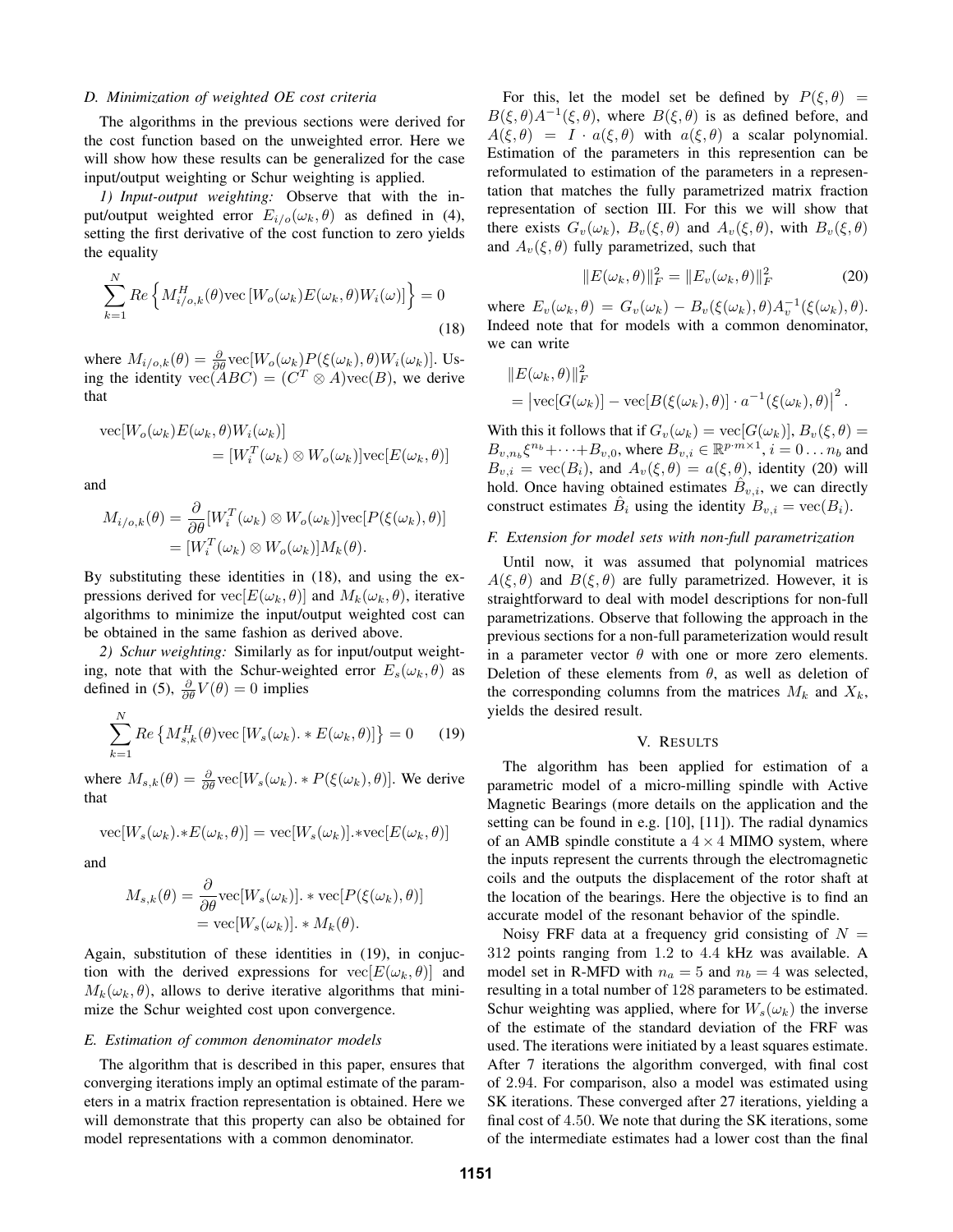### D. Minimization of weighted OE cost criteria

The algorithms in the previous sections were derived for the cost function based on the unweighted error. Here we will show how these results can be generalized for the case input/output weighting or Schur weighting is applied.

*1) Input-output weighting:* Observe that with the input/output weighted error $E_{i/o}(\omega_k, \theta)$ as defined in (4), setting the first derivative of the cost function to zero yields the equality

$$\sum_{k=1}^{N} Re\left\{ M_{i/o,k}^H(\theta)\text{vec}\left[W_o(\omega_k)E(\omega_k,\theta)W_i(\omega)\right]\right\} = 0 \tag{18}$$

where $M_{i/o,k}(\theta) = \frac{\partial}{\partial\theta}\text{vec}[W_o(\omega_k)P(\xi(\omega_k),\theta)W_i(\omega_k)]$. Using the identity $\text{vec}(ABC) = (C^T \otimes A)\text{vec}(B)$, we derive that

$$\begin{aligned}\text{vec}[W_o(\omega_k)E(\omega_k,\theta)W_i(\omega_k)] \\ = [W_i^T(\omega_k) \otimes W_o(\omega_k)]\text{vec}[E(\omega_k,\theta)]\end{aligned}$$

and

$$\begin{aligned}M_{i/o,k}(\theta) &= \frac{\partial}{\partial\theta}[W_i^T(\omega_k) \otimes W_o(\omega_k)]\text{vec}[P(\xi(\omega_k),\theta)] \\ &= [W_i^T(\omega_k) \otimes W_o(\omega_k)]M_k(\theta).\end{aligned}$$

By substituting these identities in (18), and using the expressions derived for $\text{vec}[E(\omega_k,\theta)]$ and $M_k(\omega_k,\theta)$, iterative algorithms to minimize the input/output weighted cost can be obtained in the same fashion as derived above.

*2) Schur weighting:* Similarly as for input/output weighting, note that with the Schur-weighted error $E_s(\omega_k,\theta)$ as defined in (5), $\frac{\partial}{\partial\theta}V(\theta) = 0$ implies

$$\sum_{k=1}^{N} Re\left\{M_{s,k}^H(\theta)\text{vec}\left[W_s(\omega_k).*E(\omega_k,\theta)\right]\right\} = 0 \tag{19}$$

where $M_{s,k}(\theta) = \frac{\partial}{\partial\theta}\text{vec}[W_s(\omega_k).*P(\xi(\omega_k),\theta)]$. We derive that

$$\text{vec}[W_s(\omega_k).*E(\omega_k,\theta)] = \text{vec}[W_s(\omega_k)].*\text{vec}[E(\omega_k,\theta)]$$

and

$$\begin{aligned}M_{s,k}(\theta) &= \frac{\partial}{\partial\theta}\text{vec}[W_s(\omega_k)].*\text{vec}[P(\xi(\omega_k),\theta)] \\ &= \text{vec}[W_s(\omega_k)].*M_k(\theta).\end{aligned}$$

Again, substitution of these identities in (19), in conjuction with the derived expressions for $\text{vec}[E(\omega_k,\theta)]$ and $M_k(\omega_k,\theta)$, allows to derive iterative algorithms that minimize the Schur weighted cost upon convergence.

### E. Estimation of common denominator models

The algorithm that is described in this paper, ensures that converging iterations imply an optimal estimate of the parameters in a matrix fraction representation is obtained. Here we will demonstrate that this property can also be obtained for model representations with a common denominator.

For this, let the model set be defined by $P(\xi,\theta) = B(\xi,\theta)A^{-1}(\xi,\theta)$, where $B(\xi,\theta)$ is as defined before, and $A(\xi,\theta) = I \cdot a(\xi,\theta)$ with $a(\xi,\theta)$ a scalar polynomial. Estimation of the parameters in this represention can be reformulated to estimation of the parameters in a representation that matches the fully parametrized matrix fraction representation of section III. For this we will show that there exists $G_v(\omega_k)$, $B_v(\xi,\theta)$ and $A_v(\xi,\theta)$, with $B_v(\xi,\theta)$ and $A_v(\xi,\theta)$ fully parametrized, such that

$$\|E(\omega_k,\theta)\|_F^2 = \|E_v(\omega_k,\theta)\|_F^2 \tag{20}$$

where $E_v(\omega_k,\theta) = G_v(\omega_k) - B_v(\xi(\omega_k),\theta)A_v^{-1}(\xi(\omega_k),\theta)$. Indeed note that for models with a common denominator, we can write

$$\begin{aligned}&\|E(\omega_k,\theta)\|_F^2 \\ &= \left|\text{vec}[G(\omega_k)] - \text{vec}[B(\xi(\omega_k),\theta)] \cdot a^{-1}(\xi(\omega_k),\theta)\right|^2.\end{aligned}$$

With this it follows that if $G_v(\omega_k) = \text{vec}[G(\omega_k)]$, $B_v(\xi,\theta) = B_{v,n_b}\xi^{n_b} + \cdots + B_{v,0}$, where $B_{v,i} \in \mathbb{R}^{p \cdot m \times 1}$, $i = 0 \ldots n_b$ and $B_{v,i} = \text{vec}(B_i)$, and $A_v(\xi,\theta) = a(\xi,\theta)$, identity (20) will hold. Once having obtained estimates $\hat{B}_{v,i}$, we can directly construct estimates $\hat{B}_i$ using the identity $B_{v,i} = \text{vec}(B_i)$.

### F. Extension for model sets with non-full parametrization

Until now, it was assumed that polynomial matrices $A(\xi,\theta)$ and $B(\xi,\theta)$ are fully parametrized. However, it is straightforward to deal with model descriptions for non-full parametrizations. Observe that following the approach in the previous sections for a non-full parameterization would result in a parameter vector $\theta$ with one or more zero elements. Deletion of these elements from $\theta$, as well as deletion of the corresponding columns from the matrices $M_k$ and $X_k$, yields the desired result.

## V. RESULTS

The algorithm has been applied for estimation of a parametric model of a micro-milling spindle with Active Magnetic Bearings (more details on the application and the setting can be found in e.g. [10], [11]). The radial dynamics of an AMB spindle constitute a $4 \times 4$ MIMO system, where the inputs represent the currents through the electromagnetic coils and the outputs the displacement of the rotor shaft at the location of the bearings. Here the objective is to find an accurate model of the resonant behavior of the spindle.

Noisy FRF data at a frequency grid consisting of $N = 312$ points ranging from 1.2 to 4.4 kHz was available. A model set in R-MFD with $n_a = 5$ and $n_b = 4$ was selected, resulting in a total number of 128 parameters to be estimated. Schur weighting was applied, where for $W_s(\omega_k)$ the inverse of the estimate of the standard deviation of the FRF was used. The iterations were initiated by a least squares estimate. After 7 iterations the algorithm converged, with final cost of 2.94. For comparison, also a model was estimated using SK iterations. These converged after 27 iterations, yielding a final cost of 4.50. We note that during the SK iterations, some of the intermediate estimates had a lower cost than the final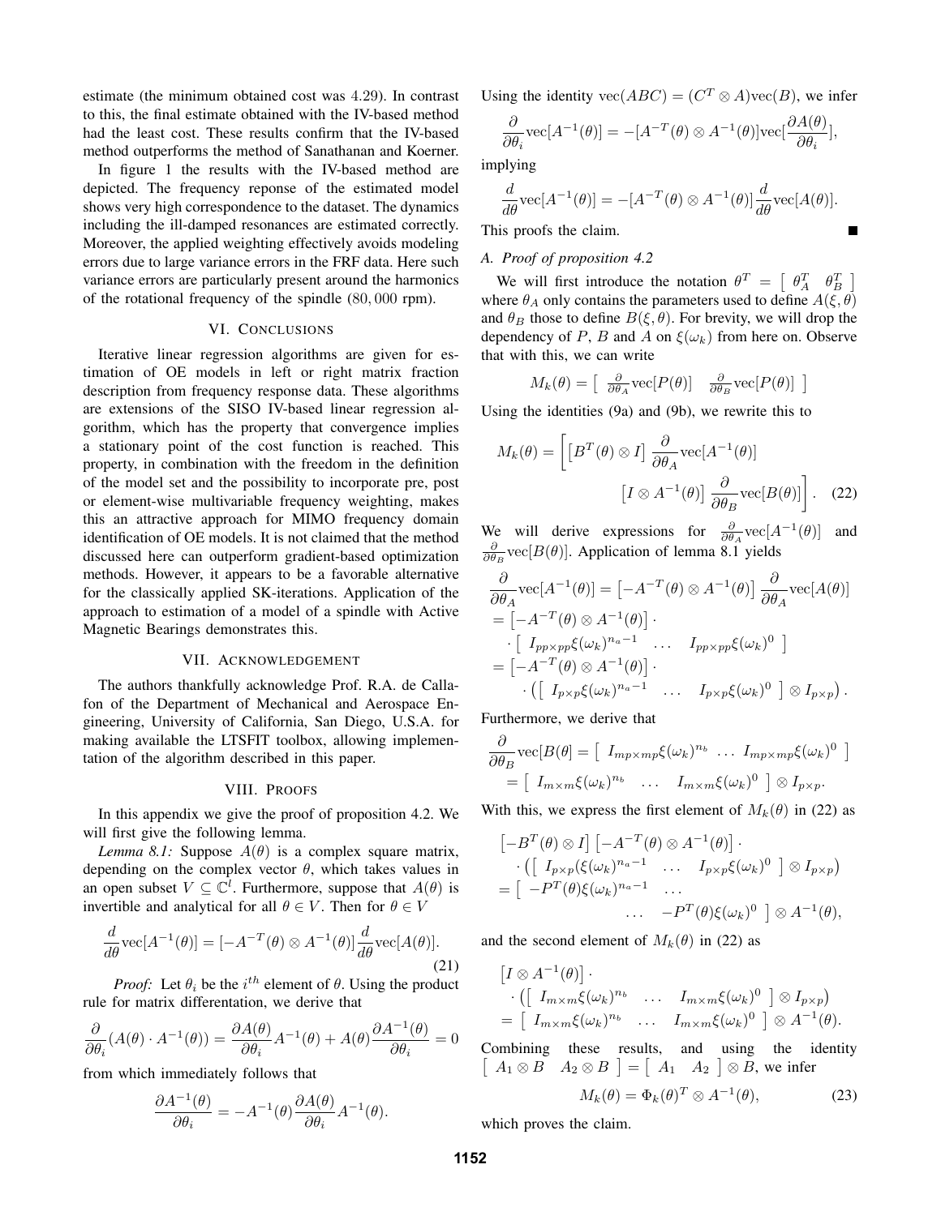estimate (the minimum obtained cost was 4.29). In contrast to this, the final estimate obtained with the IV-based method had the least cost. These results confirm that the IV-based method outperforms the method of Sanathanan and Koerner.

In figure 1 the results with the IV-based method are depicted. The frequency reponse of the estimated model shows very high correspondence to the dataset. The dynamics including the ill-damped resonances are estimated correctly. Moreover, the applied weighting effectively avoids modeling errors due to large variance errors in the FRF data. Here such variance errors are particularly present around the harmonics of the rotational frequency of the spindle (80, 000 rpm).

## VI. Conclusions

Iterative linear regression algorithms are given for estimation of OE models in left or right matrix fraction description from frequency response data. These algorithms are extensions of the SISO IV-based linear regression algorithm, which has the property that convergence implies a stationary point of the cost function is reached. This property, in combination with the freedom in the definition of the model set and the possibility to incorporate pre, post or element-wise multivariable frequency weighting, makes this an attractive approach for MIMO frequency domain identification of OE models. It is not claimed that the method discussed here can outperform gradient-based optimization methods. However, it appears to be a favorable alternative for the classically applied SK-iterations. Application of the approach to estimation of a model of a spindle with Active Magnetic Bearings demonstrates this.

## VII. Acknowledgement

The authors thankfully acknowledge Prof. R.A. de Callafon of the Department of Mechanical and Aerospace Engineering, University of California, San Diego, U.S.A. for making available the LTSFIT toolbox, allowing implementation of the algorithm described in this paper.

## VIII. Proofs

In this appendix we give the proof of proposition 4.2. We will first give the following lemma.

*Lemma 8.1:* Suppose $A(\theta)$ is a complex square matrix, depending on the complex vector $\theta$, which takes values in an open subset $V \subseteq \mathbb{C}^l$. Furthermore, suppose that $A(\theta)$ is invertible and analytical for all $\theta \in V$. Then for $\theta \in V$

$$\frac{d}{d\theta}\text{vec}[A^{-1}(\theta)] = [-A^{-T}(\theta) \otimes A^{-1}(\theta)]\frac{d}{d\theta}\text{vec}[A(\theta)]. \tag{21}$$

*Proof:* Let $\theta_i$ be the $i^{th}$ element of $\theta$. Using the product rule for matrix differentation, we derive that

$$\frac{\partial}{\partial\theta_i}(A(\theta)\cdot A^{-1}(\theta)) = \frac{\partial A(\theta)}{\partial\theta_i}A^{-1}(\theta) + A(\theta)\frac{\partial A^{-1}(\theta)}{\partial\theta_i} = 0$$

from which immediately follows that

$$\frac{\partial A^{-1}(\theta)}{\partial\theta_i} = -A^{-1}(\theta)\frac{\partial A(\theta)}{\partial\theta_i}A^{-1}(\theta).$$

Using the identity $\text{vec}(ABC) = (C^T \otimes A)\text{vec}(B)$, we infer

$$\frac{\partial}{\partial\theta_i}\text{vec}[A^{-1}(\theta)] = -[A^{-T}(\theta) \otimes A^{-1}(\theta)]\text{vec}[\frac{\partial A(\theta)}{\partial\theta_i}],$$

implying

$$\frac{d}{d\theta}\text{vec}[A^{-1}(\theta)] = -[A^{-T}(\theta) \otimes A^{-1}(\theta)]\frac{d}{d\theta}\text{vec}[A(\theta)].$$

This proofs the claim. ■

### A. Proof of proposition 4.2

We will first introduce the notation $\theta^T = \begin{bmatrix} \theta_A^T & \theta_B^T \end{bmatrix}$ where $\theta_A$ only contains the parameters used to define $A(\xi,\theta)$ and $\theta_B$ those to define $B(\xi,\theta)$. For brevity, we will drop the dependency of $P$, $B$ and $A$ on $\xi(\omega_k)$ from here on. Observe that with this, we can write

$$M_k(\theta) = \begin{bmatrix} \frac{\partial}{\partial\theta_A}\text{vec}[P(\theta)] & \frac{\partial}{\partial\theta_B}\text{vec}[P(\theta)] \end{bmatrix}$$

Using the identities (9a) and (9b), we rewrite this to

$$M_k(\theta) = \left[\left[B^T(\theta) \otimes I\right]\frac{\partial}{\partial\theta_A}\text{vec}[A^{-1}(\theta)] \quad \left[I \otimes A^{-1}(\theta)\right]\frac{\partial}{\partial\theta_B}\text{vec}[B(\theta)]\right]. \tag{22}$$

We will derive expressions for $\frac{\partial}{\partial\theta_A}\text{vec}[A^{-1}(\theta)]$ and $\frac{\partial}{\partial\theta_B}\text{vec}[B(\theta)]$. Application of lemma 8.1 yields

$$\begin{aligned}
\frac{\partial}{\partial\theta_A}\text{vec}[A^{-1}(\theta)] &= \left[-A^{-T}(\theta) \otimes A^{-1}(\theta)\right]\frac{\partial}{\partial\theta_A}\text{vec}[A(\theta)] \\
&= \left[-A^{-T}(\theta) \otimes A^{-1}(\theta)\right]\cdot \\
&\quad\cdot \begin{bmatrix} I_{pp\times pp}\xi(\omega_k)^{n_a-1} & \ldots & I_{pp\times pp}\xi(\omega_k)^0 \end{bmatrix} \\
&= \left[-A^{-T}(\theta) \otimes A^{-1}(\theta)\right]\cdot \\
&\quad\cdot \left(\begin{bmatrix} I_{p\times p}\xi(\omega_k)^{n_a-1} & \ldots & I_{p\times p}\xi(\omega_k)^0 \end{bmatrix} \otimes I_{p\times p}\right).
\end{aligned}$$

Furthermore, we derive that

$$\begin{aligned}
\frac{\partial}{\partial\theta_B}\text{vec}[B(\theta] &= \begin{bmatrix} I_{mp\times mp}\xi(\omega_k)^{n_b} & \ldots & I_{mp\times mp}\xi(\omega_k)^0 \end{bmatrix} \\
&= \begin{bmatrix} I_{m\times m}\xi(\omega_k)^{n_b} & \ldots & I_{m\times m}\xi(\omega_k)^0 \end{bmatrix} \otimes I_{p\times p}.
\end{aligned}$$

With this, we express the first element of $M_k(\theta)$ in (22) as

$$\begin{aligned}
&\left[-B^T(\theta) \otimes I\right]\left[-A^{-T}(\theta) \otimes A^{-1}(\theta)\right]\cdot \\
&\quad\cdot \left(\begin{bmatrix} I_{p\times p}(\xi(\omega_k)^{n_a-1} & \ldots & I_{p\times p}\xi(\omega_k)^0 \end{bmatrix} \otimes I_{p\times p}\right) \\
&= \begin{bmatrix} -P^T(\theta)\xi(\omega_k)^{n_a-1} & \ldots \\ & \ldots & -P^T(\theta)\xi(\omega_k)^0 \end{bmatrix} \otimes A^{-1}(\theta),
\end{aligned}$$

and the second element of $M_k(\theta)$ in (22) as

$$\begin{aligned}
&\left[I \otimes A^{-1}(\theta)\right]\cdot \\
&\quad\cdot \left(\begin{bmatrix} I_{m\times m}\xi(\omega_k)^{n_b} & \ldots & I_{m\times m}\xi(\omega_k)^0 \end{bmatrix} \otimes I_{p\times p}\right) \\
&= \begin{bmatrix} I_{m\times m}\xi(\omega_k)^{n_b} & \ldots & I_{m\times m}\xi(\omega_k)^0 \end{bmatrix} \otimes A^{-1}(\theta).
\end{aligned}$$

Combining these results, and using the identity $\begin{bmatrix} A_1 \otimes B & A_2 \otimes B \end{bmatrix} = \begin{bmatrix} A_1 & A_2 \end{bmatrix} \otimes B$, we infer

$$M_k(\theta) = \Phi_k(\theta)^T \otimes A^{-1}(\theta), \tag{23}$$

which proves the claim.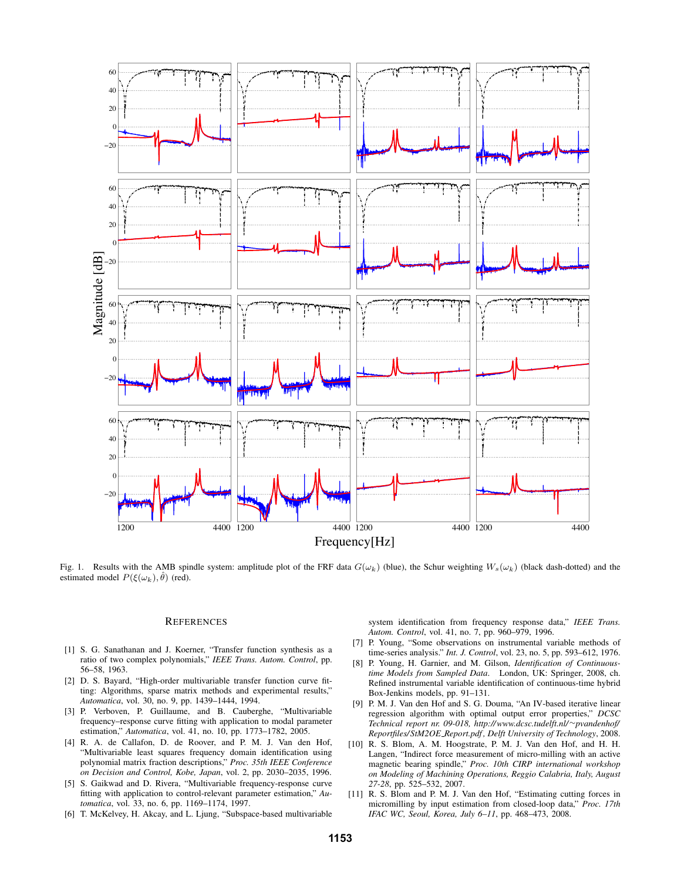Magnitude [dB]

60
40
20
0
−20

1200 4400 1200 4400 1200 4400 1200 4400

Frequency[Hz]

Fig. 1. Results with the AMB spindle system: amplitude plot of the FRF data $G(\omega_k)$ (blue), the Schur weighting $W_s(\omega_k)$ (black dash-dotted) and the estimated model $P(\xi(\omega_k), \hat{\theta})$ (red).

## References

[1] S. G. Sanathanan and J. Koerner, "Transfer function synthesis as a ratio of two complex polynomials," *IEEE Trans. Autom. Control*, pp. 56–58, 1963.

[2] D. S. Bayard, "High-order multivariable transfer function curve fitting: Algorithms, sparse matrix methods and experimental results," *Automatica*, vol. 30, no. 9, pp. 1439–1444, 1994.

[3] P. Verboven, P. Guillaume, and B. Cauberghe, "Multivariable frequency–response curve fitting with application to modal parameter estimation," *Automatica*, vol. 41, no. 10, pp. 1773–1782, 2005.

[4] R. A. de Callafon, D. de Roover, and P. M. J. Van den Hof, "Multivariable least squares frequency domain identification using polynomial matrix fraction descriptions," *Proc. 35th IEEE Conference on Decision and Control, Kobe, Japan*, vol. 2, pp. 2030–2035, 1996.

[5] S. Gaikwad and D. Rivera, "Multivariable frequency-response curve fitting with application to control-relevant parameter estimation," *Automatica*, vol. 33, no. 6, pp. 1169–1174, 1997.

[6] T. McKelvey, H. Akcay, and L. Ljung, "Subspace-based multivariable system identification from frequency response data," *IEEE Trans. Autom. Control*, vol. 41, no. 7, pp. 960–979, 1996.

[7] P. Young, "Some observations on instrumental variable methods of time-series analysis." *Int. J. Control*, vol. 23, no. 5, pp. 593–612, 1976.

[8] P. Young, H. Garnier, and M. Gilson, *Identification of Continuous-time Models from Sampled Data*. London, UK: Springer, 2008, ch. Refined instrumental variable identification of continuous-time hybrid Box-Jenkins models, pp. 91–131.

[9] P. M. J. Van den Hof and S. G. Douma, "An IV-based iterative linear regression algorithm with optimal output error properties," *DCSC Technical report nr. 09-018, http://www.dcsc.tudelft.nl/~pvandenhof/Reportfiles/StM2OE_Report.pdf, Delft University of Technology*, 2008.

[10] R. S. Blom, A. M. Hoogstrate, P. M. J. Van den Hof, and H. H. Langen, "Indirect force measurement of micro-milling with an active magnetic bearing spindle," *Proc. 10th CIRP international workshop on Modeling of Machining Operations, Reggio Calabria, Italy, August 27-28*, pp. 525–532, 2007.

[11] R. S. Blom and P. M. J. Van den Hof, "Estimating cutting forces in micromilling by input estimation from closed-loop data," *Proc. 17th IFAC WC, Seoul, Korea, July 6–11*, pp. 468–473, 2008.